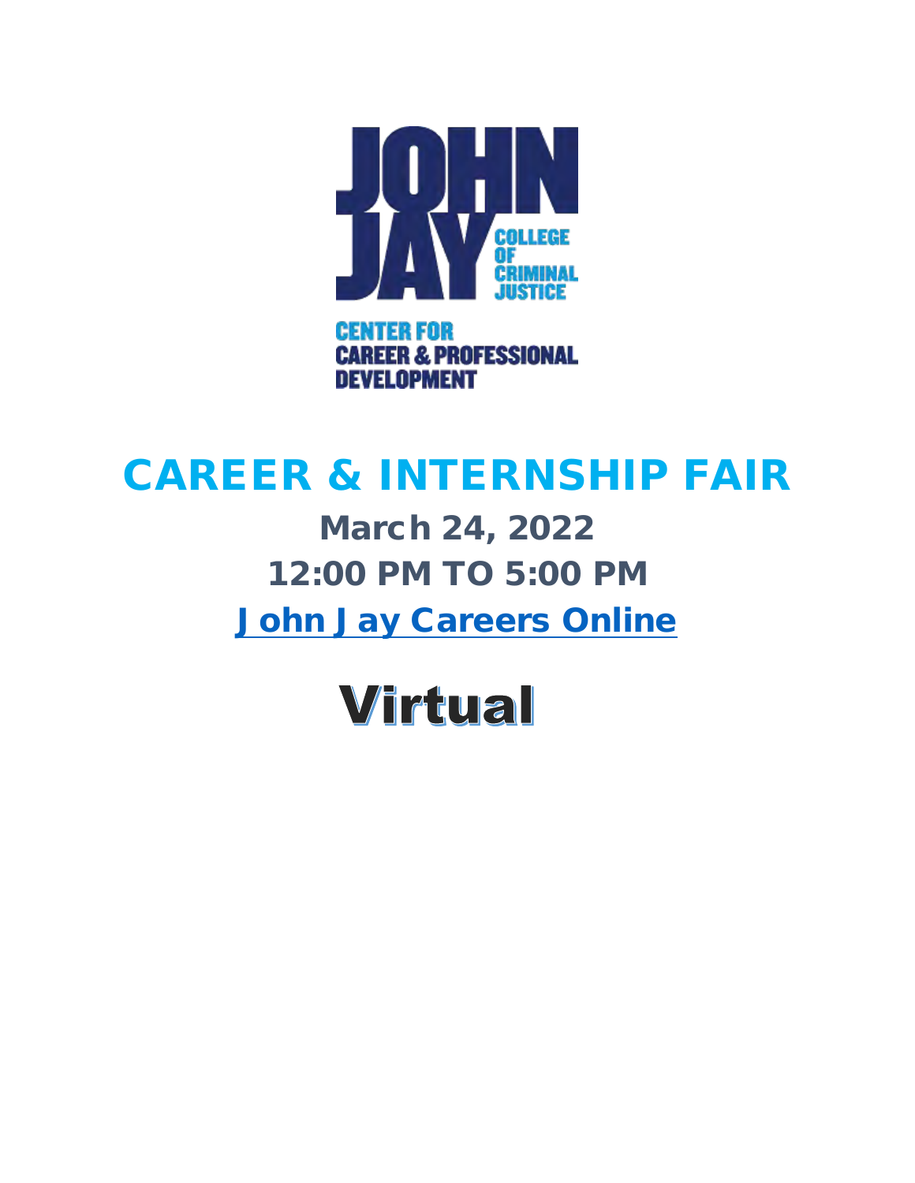JOHN JAY

COLLEGE OF CRIMINAL JUSTICE

CENTER FOR CAREER & PROFESSIONAL DEVELOPMENT

# CAREER & INTERNSHIP FAIR

## March 24, 2022

## 12:00 PM TO 5:00 PM

## John Jay Careers Online

# Virtual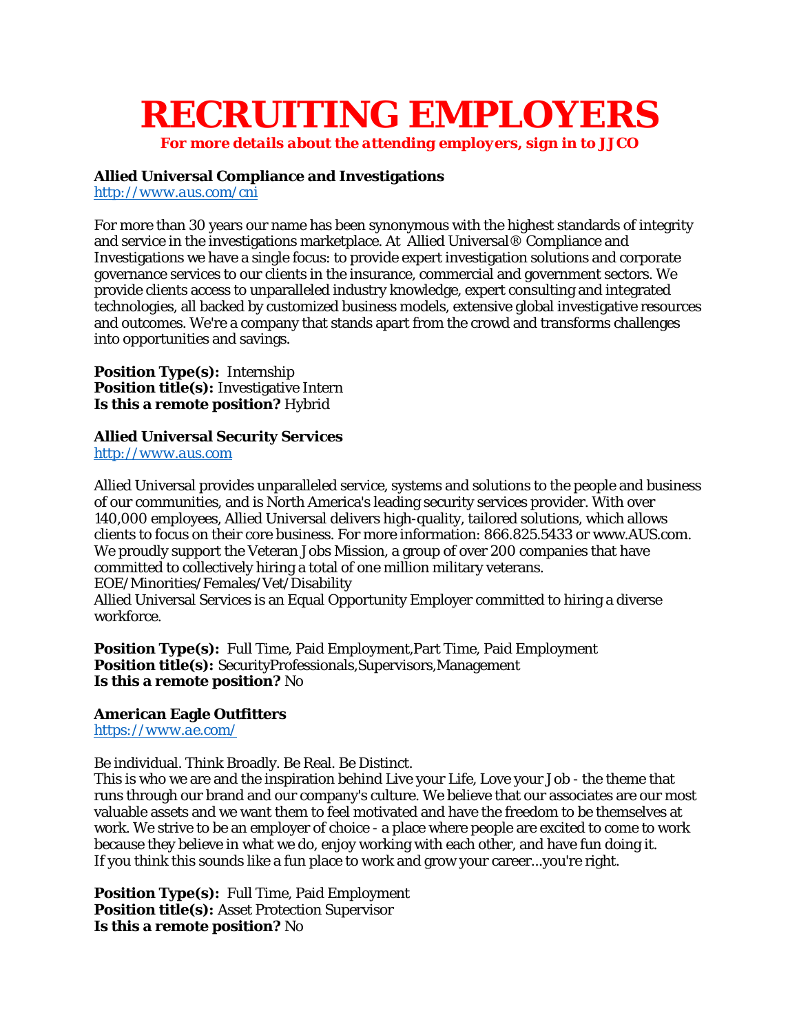# RECRUITING EMPLOYERS

***For more details about the attending employers, sign in to JJCO***

**Allied Universal Compliance and Investigations**
http://www.aus.com/cni

For more than 30 years our name has been synonymous with the highest standards of integrity and service in the investigations marketplace. At Allied Universal® Compliance and Investigations we have a single focus: to provide expert investigation solutions and corporate governance services to our clients in the insurance, commercial and government sectors. We provide clients access to unparalleled industry knowledge, expert consulting and integrated technologies, all backed by customized business models, extensive global investigative resources and outcomes. We're a company that stands apart from the crowd and transforms challenges into opportunities and savings.

**Position Type(s):** Internship
**Position title(s):** Investigative Intern
**Is this a remote position?** Hybrid

**Allied Universal Security Services**
http://www.aus.com

Allied Universal provides unparalleled service, systems and solutions to the people and business of our communities, and is North America's leading security services provider. With over 140,000 employees, Allied Universal delivers high-quality, tailored solutions, which allows clients to focus on their core business. For more information: 866.825.5433 or www.AUS.com. We proudly support the Veteran Jobs Mission, a group of over 200 companies that have committed to collectively hiring a total of one million military veterans.
EOE/Minorities/Females/Vet/Disability
Allied Universal Services is an Equal Opportunity Employer committed to hiring a diverse workforce.

**Position Type(s):** Full Time, Paid Employment,Part Time, Paid Employment
**Position title(s):** SecurityProfessionals,Supervisors,Management
**Is this a remote position?** No

**American Eagle Outfitters**
https://www.ae.com/

Be individual. Think Broadly. Be Real. Be Distinct.
This is who we are and the inspiration behind Live your Life, Love your Job - the theme that runs through our brand and our company's culture. We believe that our associates are our most valuable assets and we want them to feel motivated and have the freedom to be themselves at work. We strive to be an employer of choice - a place where people are excited to come to work because they believe in what we do, enjoy working with each other, and have fun doing it.
If you think this sounds like a fun place to work and grow your career...you're right.

**Position Type(s):** Full Time, Paid Employment
**Position title(s):** Asset Protection Supervisor
**Is this a remote position?** No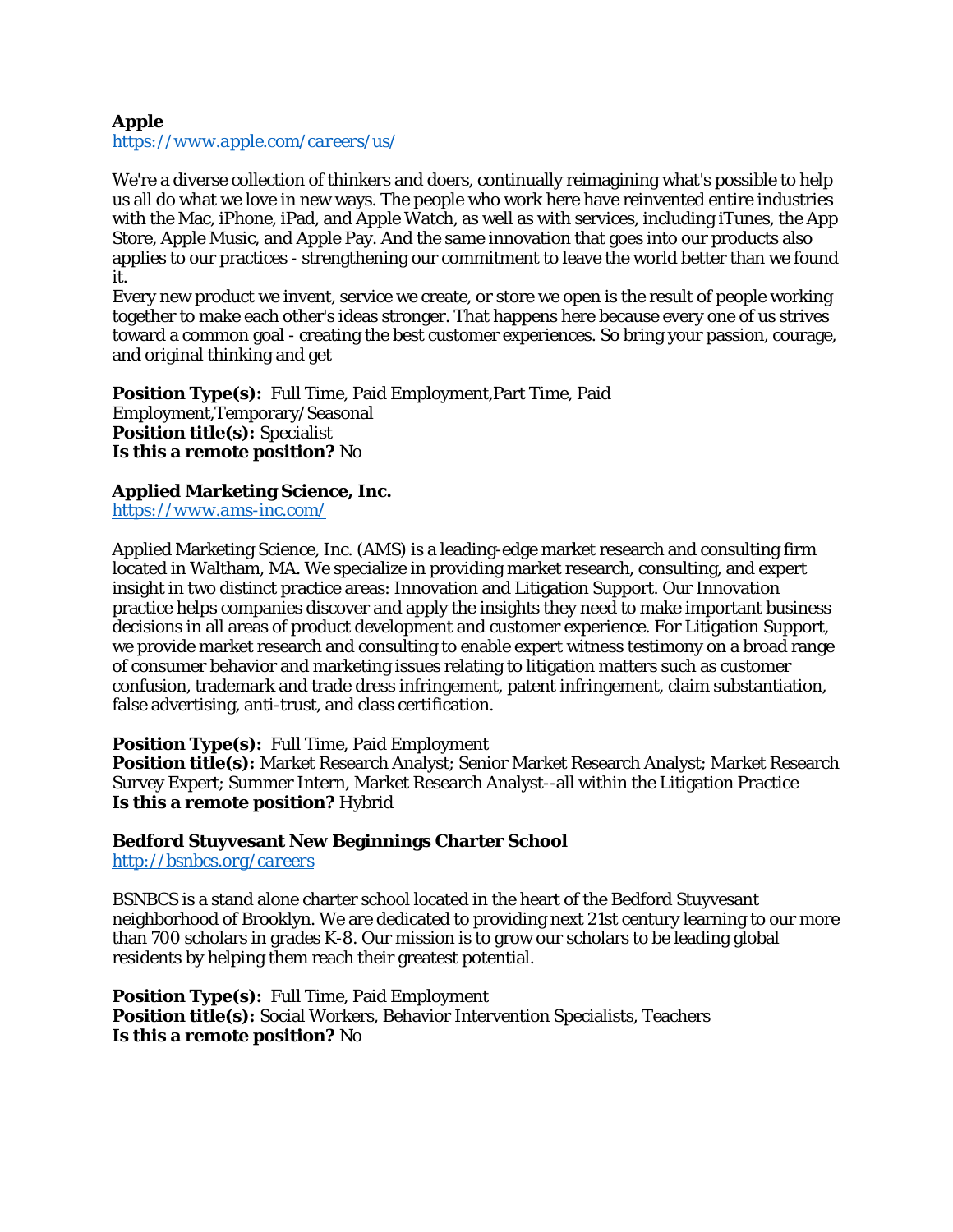**Apple**
*https://www.apple.com/careers/us/*

We're a diverse collection of thinkers and doers, continually reimagining what's possible to help us all do what we love in new ways. The people who work here have reinvented entire industries with the Mac, iPhone, iPad, and Apple Watch, as well as with services, including iTunes, the App Store, Apple Music, and Apple Pay. And the same innovation that goes into our products also applies to our practices - strengthening our commitment to leave the world better than we found it.
Every new product we invent, service we create, or store we open is the result of people working together to make each other's ideas stronger. That happens here because every one of us strives toward a common goal - creating the best customer experiences. So bring your passion, courage, and original thinking and get

**Position Type(s):** Full Time, Paid Employment,Part Time, Paid Employment,Temporary/Seasonal
**Position title(s):** Specialist
**Is this a remote position?** No

**Applied Marketing Science, Inc.**
*https://www.ams-inc.com/*

Applied Marketing Science, Inc. (AMS) is a leading-edge market research and consulting firm located in Waltham, MA. We specialize in providing market research, consulting, and expert insight in two distinct practice areas: Innovation and Litigation Support. Our Innovation practice helps companies discover and apply the insights they need to make important business decisions in all areas of product development and customer experience. For Litigation Support, we provide market research and consulting to enable expert witness testimony on a broad range of consumer behavior and marketing issues relating to litigation matters such as customer confusion, trademark and trade dress infringement, patent infringement, claim substantiation, false advertising, anti-trust, and class certification.

**Position Type(s):** Full Time, Paid Employment
**Position title(s):** Market Research Analyst; Senior Market Research Analyst; Market Research Survey Expert; Summer Intern, Market Research Analyst--all within the Litigation Practice
**Is this a remote position?** Hybrid

**Bedford Stuyvesant New Beginnings Charter School**
*http://bsnbcs.org/careers*

BSNBCS is a stand alone charter school located in the heart of the Bedford Stuyvesant neighborhood of Brooklyn. We are dedicated to providing next 21st century learning to our more than 700 scholars in grades K-8. Our mission is to grow our scholars to be leading global residents by helping them reach their greatest potential.

**Position Type(s):** Full Time, Paid Employment
**Position title(s):** Social Workers, Behavior Intervention Specialists, Teachers
**Is this a remote position?** No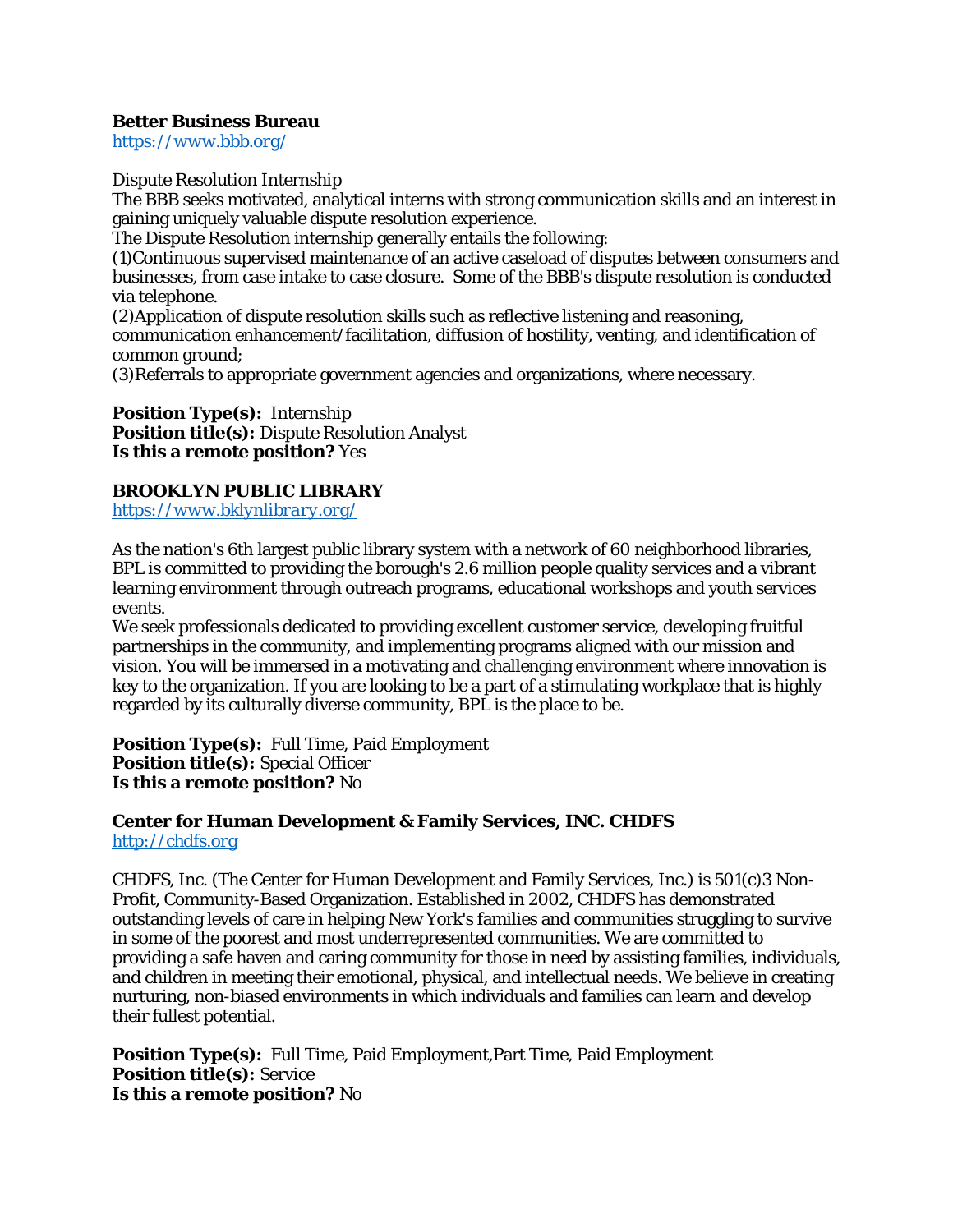**Better Business Bureau**
https://www.bbb.org/

Dispute Resolution Internship
The BBB seeks motivated, analytical interns with strong communication skills and an interest in gaining uniquely valuable dispute resolution experience.
The Dispute Resolution internship generally entails the following:
(1)Continuous supervised maintenance of an active caseload of disputes between consumers and businesses, from case intake to case closure. Some of the BBB's dispute resolution is conducted via telephone.
(2)Application of dispute resolution skills such as reflective listening and reasoning, communication enhancement/facilitation, diffusion of hostility, venting, and identification of common ground;
(3)Referrals to appropriate government agencies and organizations, where necessary.

**Position Type(s):** Internship
**Position title(s):** Dispute Resolution Analyst
**Is this a remote position?** Yes

**BROOKLYN PUBLIC LIBRARY**
https://www.bklynlibrary.org/

As the nation's 6th largest public library system with a network of 60 neighborhood libraries, BPL is committed to providing the borough's 2.6 million people quality services and a vibrant learning environment through outreach programs, educational workshops and youth services events.
We seek professionals dedicated to providing excellent customer service, developing fruitful partnerships in the community, and implementing programs aligned with our mission and vision. You will be immersed in a motivating and challenging environment where innovation is key to the organization. If you are looking to be a part of a stimulating workplace that is highly regarded by its culturally diverse community, BPL is the place to be.

**Position Type(s):** Full Time, Paid Employment
**Position title(s):** Special Officer
**Is this a remote position?** No

**Center for Human Development & Family Services, INC. CHDFS**
http://chdfs.org

CHDFS, Inc. (The Center for Human Development and Family Services, Inc.) is 501(c)3 Non-Profit, Community-Based Organization. Established in 2002, CHDFS has demonstrated outstanding levels of care in helping New York's families and communities struggling to survive in some of the poorest and most underrepresented communities. We are committed to providing a safe haven and caring community for those in need by assisting families, individuals, and children in meeting their emotional, physical, and intellectual needs. We believe in creating nurturing, non-biased environments in which individuals and families can learn and develop their fullest potential.

**Position Type(s):** Full Time, Paid Employment,Part Time, Paid Employment
**Position title(s):** Service
**Is this a remote position?** No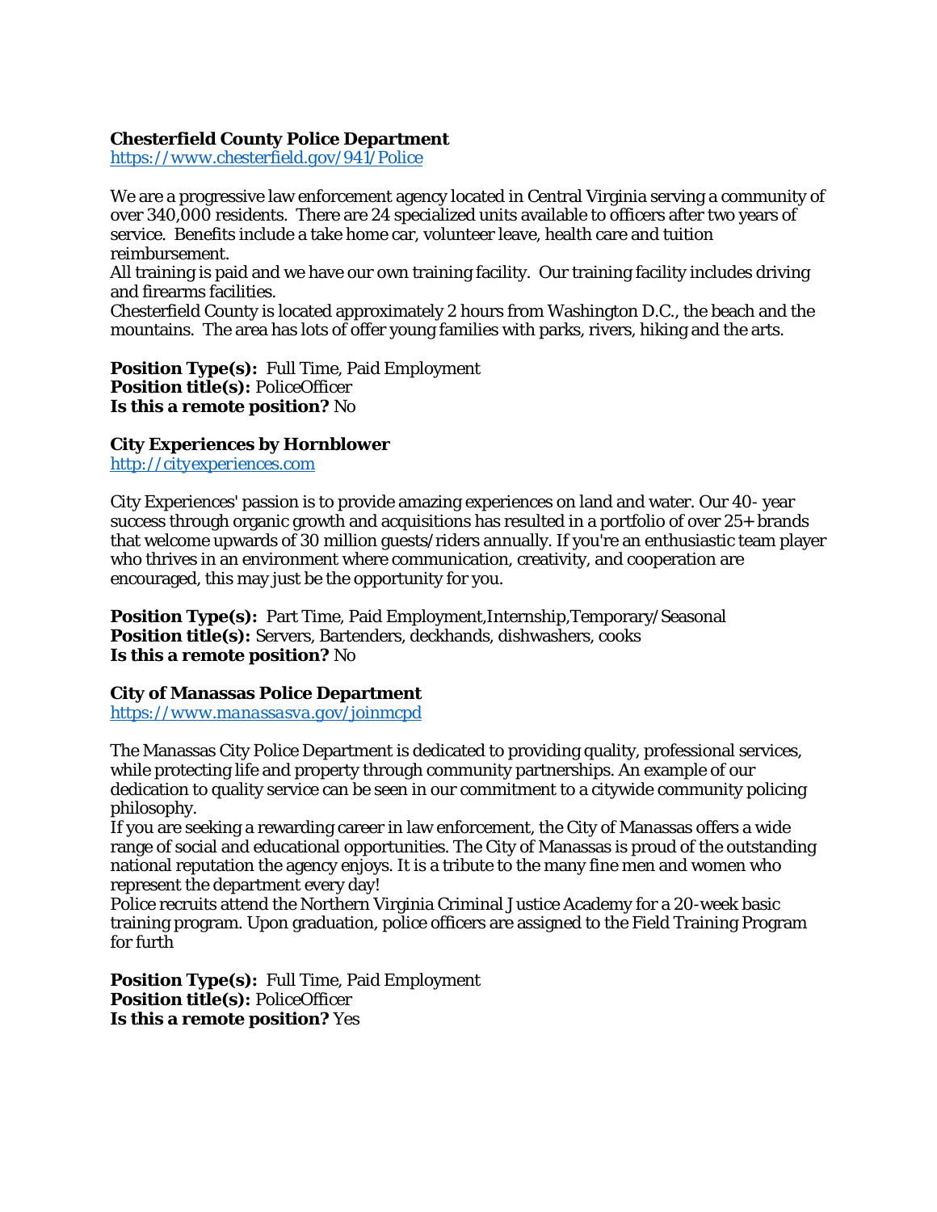**Chesterfield County Police Department**
https://www.chesterfield.gov/941/Police

We are a progressive law enforcement agency located in Central Virginia serving a community of over 340,000 residents. There are 24 specialized units available to officers after two years of service. Benefits include a take home car, volunteer leave, health care and tuition reimbursement.
All training is paid and we have our own training facility. Our training facility includes driving and firearms facilities.
Chesterfield County is located approximately 2 hours from Washington D.C., the beach and the mountains. The area has lots of offer young families with parks, rivers, hiking and the arts.

**Position Type(s):** Full Time, Paid Employment
**Position title(s):** PoliceOfficer
**Is this a remote position?** No

**City Experiences by Hornblower**
http://cityexperiences.com

City Experiences' passion is to provide amazing experiences on land and water. Our 40- year success through organic growth and acquisitions has resulted in a portfolio of over 25+ brands that welcome upwards of 30 million guests/riders annually. If you're an enthusiastic team player who thrives in an environment where communication, creativity, and cooperation are encouraged, this may just be the opportunity for you.

**Position Type(s):** Part Time, Paid Employment,Internship,Temporary/Seasonal
**Position title(s):** Servers, Bartenders, deckhands, dishwashers, cooks
**Is this a remote position?** No

**City of Manassas Police Department**
https://www.manassasva.gov/joinmcpd

The Manassas City Police Department is dedicated to providing quality, professional services, while protecting life and property through community partnerships. An example of our dedication to quality service can be seen in our commitment to a citywide community policing philosophy.
If you are seeking a rewarding career in law enforcement, the City of Manassas offers a wide range of social and educational opportunities. The City of Manassas is proud of the outstanding national reputation the agency enjoys. It is a tribute to the many fine men and women who represent the department every day!
Police recruits attend the Northern Virginia Criminal Justice Academy for a 20-week basic training program. Upon graduation, police officers are assigned to the Field Training Program for furth

**Position Type(s):** Full Time, Paid Employment
**Position title(s):** PoliceOfficer
**Is this a remote position?** Yes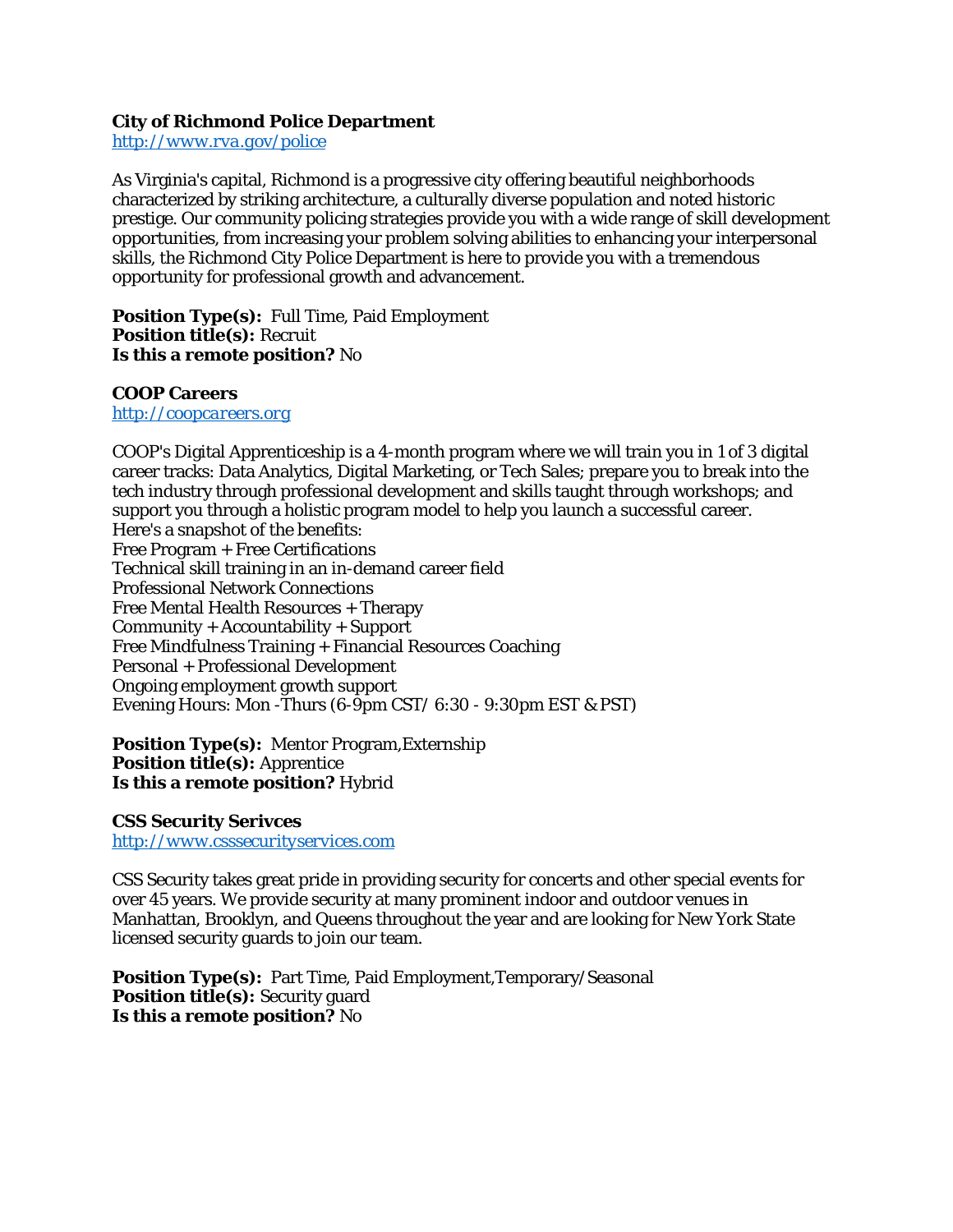**City of Richmond Police Department**
[http://www.rva.gov/police](http://www.rva.gov/police)

As Virginia's capital, Richmond is a progressive city offering beautiful neighborhoods characterized by striking architecture, a culturally diverse population and noted historic prestige. Our community policing strategies provide you with a wide range of skill development opportunities, from increasing your problem solving abilities to enhancing your interpersonal skills, the Richmond City Police Department is here to provide you with a tremendous opportunity for professional growth and advancement.

**Position Type(s):** Full Time, Paid Employment
**Position title(s):** Recruit
**Is this a remote position?** No

**COOP Careers**
[http://coopcareers.org](http://coopcareers.org)

COOP's Digital Apprenticeship is a 4-month program where we will train you in 1 of 3 digital career tracks: Data Analytics, Digital Marketing, or Tech Sales; prepare you to break into the tech industry through professional development and skills taught through workshops; and support you through a holistic program model to help you launch a successful career.
Here's a snapshot of the benefits:
Free Program + Free Certifications
Technical skill training in an in-demand career field
Professional Network Connections
Free Mental Health Resources + Therapy
Community + Accountability + Support
Free Mindfulness Training + Financial Resources Coaching
Personal + Professional Development
Ongoing employment growth support
Evening Hours: Mon -Thurs (6-9pm CST/ 6:30 - 9:30pm EST & PST)

**Position Type(s):** Mentor Program,Externship
**Position title(s):** Apprentice
**Is this a remote position?** Hybrid

**CSS Security Serivces**
[http://www.csssecurityservices.com](http://www.csssecurityservices.com)

CSS Security takes great pride in providing security for concerts and other special events for over 45 years. We provide security at many prominent indoor and outdoor venues in Manhattan, Brooklyn, and Queens throughout the year and are looking for New York State licensed security guards to join our team.

**Position Type(s):** Part Time, Paid Employment,Temporary/Seasonal
**Position title(s):** Security guard
**Is this a remote position?** No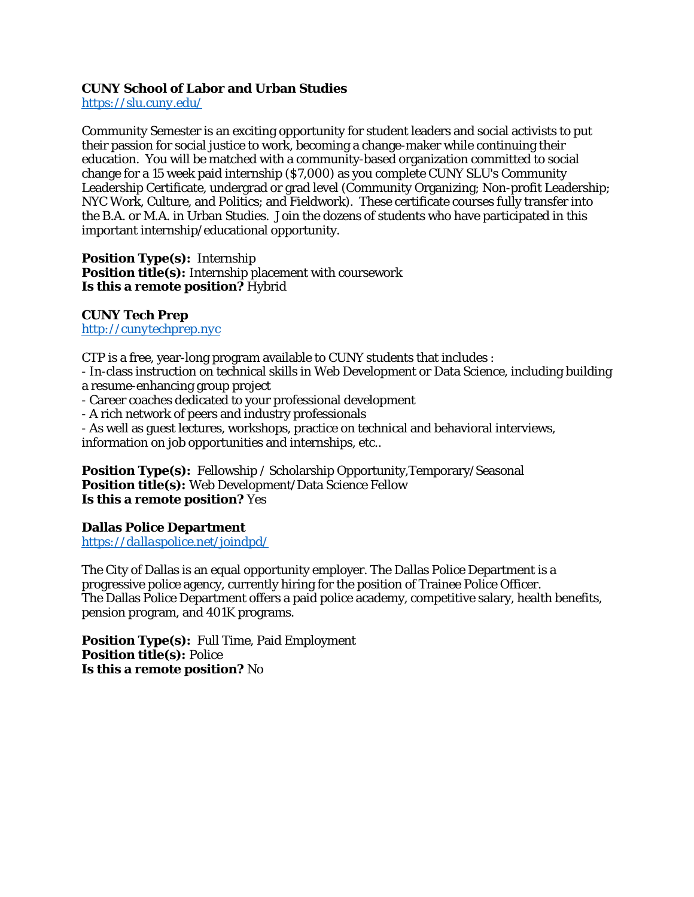**CUNY School of Labor and Urban Studies**
[https://slu.cuny.edu/](https://slu.cuny.edu/)

Community Semester is an exciting opportunity for student leaders and social activists to put their passion for social justice to work, becoming a change-maker while continuing their education. You will be matched with a community-based organization committed to social change for a 15 week paid internship ($7,000) as you complete CUNY SLU's Community Leadership Certificate, undergrad or grad level (Community Organizing; Non-profit Leadership; NYC Work, Culture, and Politics; and Fieldwork). These certificate courses fully transfer into the B.A. or M.A. in Urban Studies. Join the dozens of students who have participated in this important internship/educational opportunity.

**Position Type(s):** Internship
**Position title(s):** Internship placement with coursework
**Is this a remote position?** Hybrid

**CUNY Tech Prep**
[http://cunytechprep.nyc](http://cunytechprep.nyc)

CTP is a free, year-long program available to CUNY students that includes :
- In-class instruction on technical skills in Web Development or Data Science, including building a resume-enhancing group project
- Career coaches dedicated to your professional development
- A rich network of peers and industry professionals
- As well as guest lectures, workshops, practice on technical and behavioral interviews, information on job opportunities and internships, etc..

**Position Type(s):** Fellowship / Scholarship Opportunity,Temporary/Seasonal
**Position title(s):** Web Development/Data Science Fellow
**Is this a remote position?** Yes

**Dallas Police Department**
[https://dallaspolice.net/joindpd/](https://dallaspolice.net/joindpd/)

The City of Dallas is an equal opportunity employer. The Dallas Police Department is a progressive police agency, currently hiring for the position of Trainee Police Officer.
The Dallas Police Department offers a paid police academy, competitive salary, health benefits, pension program, and 401K programs.

**Position Type(s):** Full Time, Paid Employment
**Position title(s):** Police
**Is this a remote position?** No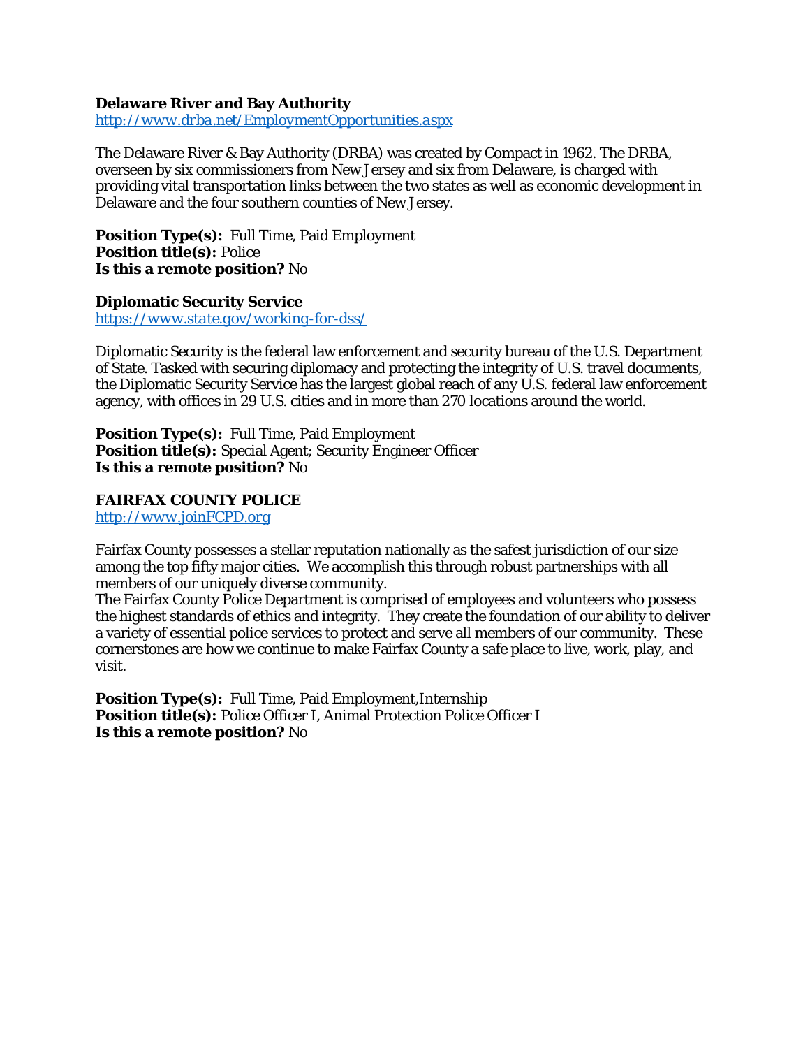**Delaware River and Bay Authority**
[http://www.drba.net/EmploymentOpportunities.aspx](http://www.drba.net/EmploymentOpportunities.aspx)

The Delaware River & Bay Authority (DRBA) was created by Compact in 1962. The DRBA, overseen by six commissioners from New Jersey and six from Delaware, is charged with providing vital transportation links between the two states as well as economic development in Delaware and the four southern counties of New Jersey.

**Position Type(s):** Full Time, Paid Employment
**Position title(s):** Police
**Is this a remote position?** No

**Diplomatic Security Service**
[https://www.state.gov/working-for-dss/](https://www.state.gov/working-for-dss/)

Diplomatic Security is the federal law enforcement and security bureau of the U.S. Department of State. Tasked with securing diplomacy and protecting the integrity of U.S. travel documents, the Diplomatic Security Service has the largest global reach of any U.S. federal law enforcement agency, with offices in 29 U.S. cities and in more than 270 locations around the world.

**Position Type(s):** Full Time, Paid Employment
**Position title(s):** Special Agent; Security Engineer Officer
**Is this a remote position?** No

**FAIRFAX COUNTY POLICE**
[http://www.joinFCPD.org](http://www.joinFCPD.org)

Fairfax County possesses a stellar reputation nationally as the safest jurisdiction of our size among the top fifty major cities. We accomplish this through robust partnerships with all members of our uniquely diverse community.
The Fairfax County Police Department is comprised of employees and volunteers who possess the highest standards of ethics and integrity. They create the foundation of our ability to deliver a variety of essential police services to protect and serve all members of our community. These cornerstones are how we continue to make Fairfax County a safe place to live, work, play, and visit.

**Position Type(s):** Full Time, Paid Employment,Internship
**Position title(s):** Police Officer I, Animal Protection Police Officer I
**Is this a remote position?** No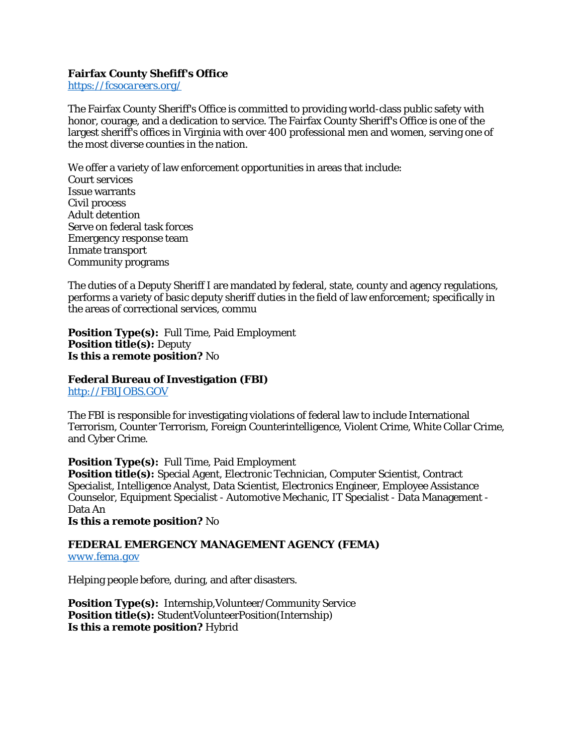**Fairfax County Shefiff's Office**
https://fcsocareers.org/

The Fairfax County Sheriff's Office is committed to providing world-class public safety with honor, courage, and a dedication to service. The Fairfax County Sheriff's Office is one of the largest sheriff's offices in Virginia with over 400 professional men and women, serving one of the most diverse counties in the nation.

We offer a variety of law enforcement opportunities in areas that include:
Court services
Issue warrants
Civil process
Adult detention
Serve on federal task forces
Emergency response team
Inmate transport
Community programs

The duties of a Deputy Sheriff I are mandated by federal, state, county and agency regulations, performs a variety of basic deputy sheriff duties in the field of law enforcement; specifically in the areas of correctional services, commu

**Position Type(s):** Full Time, Paid Employment
**Position title(s):** Deputy
**Is this a remote position?** No

**Federal Bureau of Investigation (FBI)**
http://FBIJOBS.GOV

The FBI is responsible for investigating violations of federal law to include International Terrorism, Counter Terrorism, Foreign Counterintelligence, Violent Crime, White Collar Crime, and Cyber Crime.

**Position Type(s):** Full Time, Paid Employment
**Position title(s):** Special Agent, Electronic Technician, Computer Scientist, Contract Specialist, Intelligence Analyst, Data Scientist, Electronics Engineer, Employee Assistance Counselor, Equipment Specialist - Automotive Mechanic, IT Specialist - Data Management - Data An
**Is this a remote position?** No

**FEDERAL EMERGENCY MANAGEMENT AGENCY (FEMA)**
www.fema.gov

Helping people before, during, and after disasters.

**Position Type(s):** Internship,Volunteer/Community Service
**Position title(s):** StudentVolunteerPosition(Internship)
**Is this a remote position?** Hybrid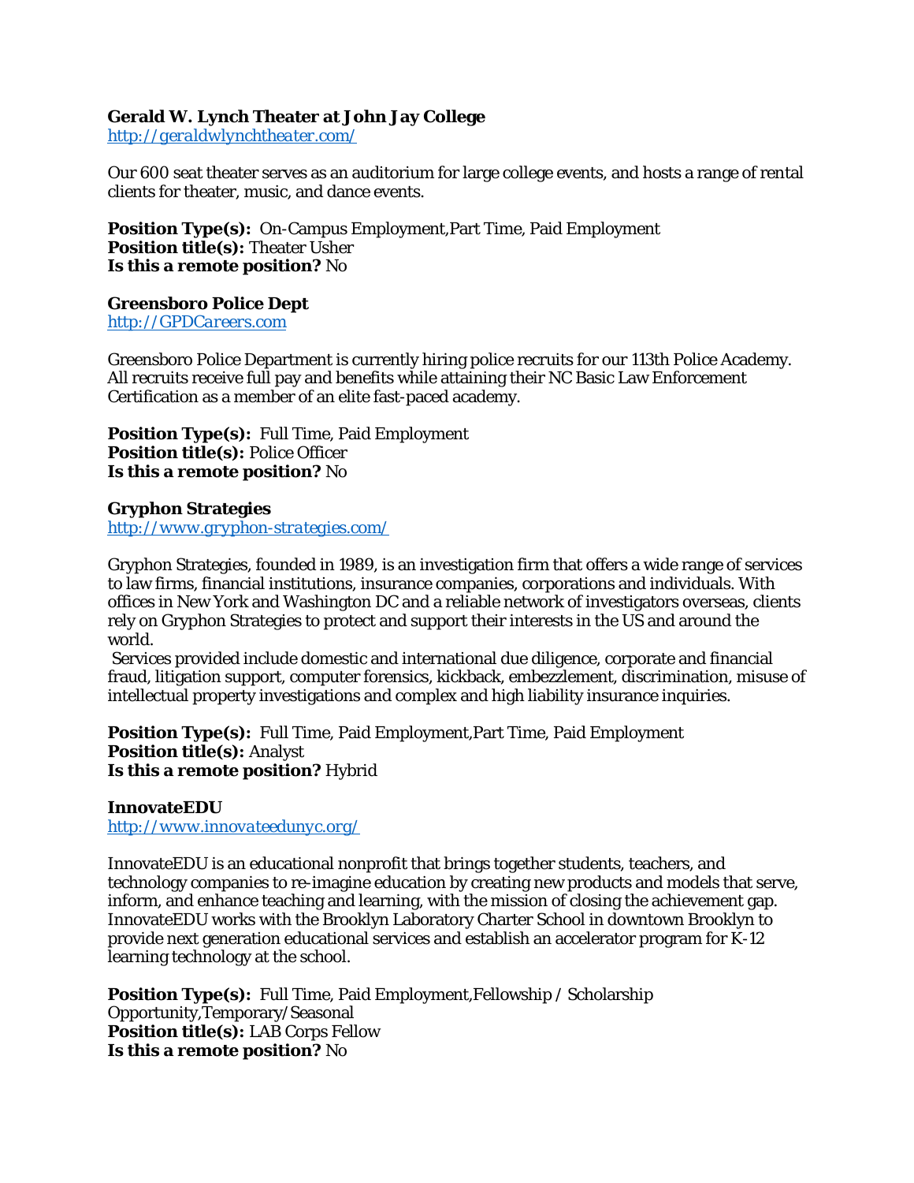**Gerald W. Lynch Theater at John Jay College**
*http://geraldwlynchtheater.com/*

Our 600 seat theater serves as an auditorium for large college events, and hosts a range of rental clients for theater, music, and dance events.

**Position Type(s):** On-Campus Employment,Part Time, Paid Employment
**Position title(s):** Theater Usher
**Is this a remote position?** No

**Greensboro Police Dept**
*http://GPDCareers.com*

Greensboro Police Department is currently hiring police recruits for our 113th Police Academy. All recruits receive full pay and benefits while attaining their NC Basic Law Enforcement Certification as a member of an elite fast-paced academy.

**Position Type(s):** Full Time, Paid Employment
**Position title(s):** Police Officer
**Is this a remote position?** No

**Gryphon Strategies**
*http://www.gryphon-strategies.com/*

Gryphon Strategies, founded in 1989, is an investigation firm that offers a wide range of services to law firms, financial institutions, insurance companies, corporations and individuals. With offices in New York and Washington DC and a reliable network of investigators overseas, clients rely on Gryphon Strategies to protect and support their interests in the US and around the world.
Services provided include domestic and international due diligence, corporate and financial fraud, litigation support, computer forensics, kickback, embezzlement, discrimination, misuse of intellectual property investigations and complex and high liability insurance inquiries.

**Position Type(s):** Full Time, Paid Employment,Part Time, Paid Employment
**Position title(s):** Analyst
**Is this a remote position?** Hybrid

**InnovateEDU**
*http://www.innovateedunyc.org/*

InnovateEDU is an educational nonprofit that brings together students, teachers, and technology companies to re-imagine education by creating new products and models that serve, inform, and enhance teaching and learning, with the mission of closing the achievement gap. InnovateEDU works with the Brooklyn Laboratory Charter School in downtown Brooklyn to provide next generation educational services and establish an accelerator program for K-12 learning technology at the school.

**Position Type(s):** Full Time, Paid Employment,Fellowship / Scholarship Opportunity,Temporary/Seasonal
**Position title(s):** LAB Corps Fellow
**Is this a remote position?** No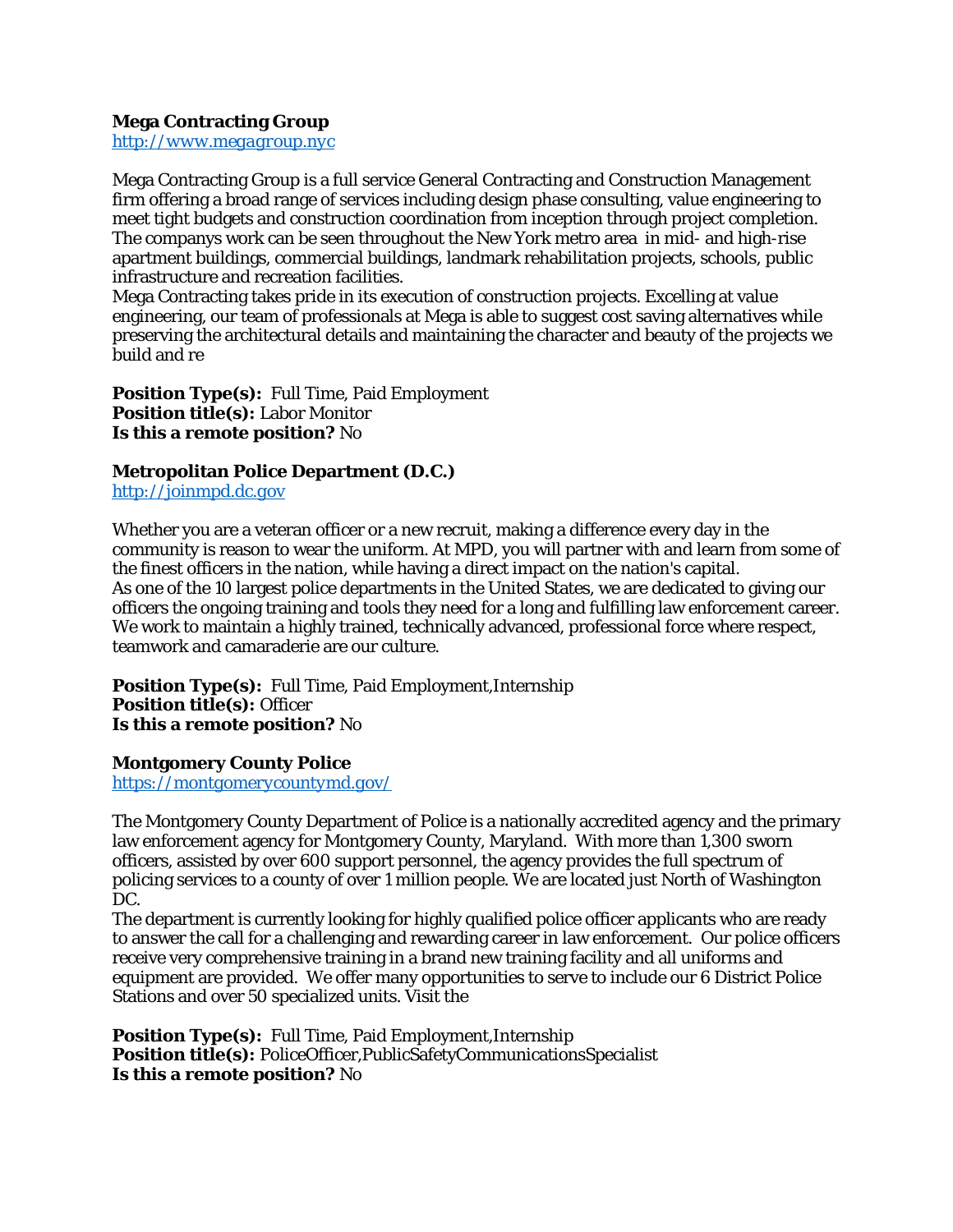**Mega Contracting Group**
[http://www.megagroup.nyc](http://www.megagroup.nyc)

Mega Contracting Group is a full service General Contracting and Construction Management firm offering a broad range of services including design phase consulting, value engineering to meet tight budgets and construction coordination from inception through project completion. The companys work can be seen throughout the New York metro area  in mid- and high-rise apartment buildings, commercial buildings, landmark rehabilitation projects, schools, public infrastructure and recreation facilities.
Mega Contracting takes pride in its execution of construction projects. Excelling at value engineering, our team of professionals at Mega is able to suggest cost saving alternatives while preserving the architectural details and maintaining the character and beauty of the projects we build and re

**Position Type(s):** Full Time, Paid Employment
**Position title(s):** Labor Monitor
**Is this a remote position?** No

**Metropolitan Police Department (D.C.)**
[http://joinmpd.dc.gov](http://joinmpd.dc.gov)

Whether you are a veteran officer or a new recruit, making a difference every day in the community is reason to wear the uniform. At MPD, you will partner with and learn from some of the finest officers in the nation, while having a direct impact on the nation's capital.
As one of the 10 largest police departments in the United States, we are dedicated to giving our officers the ongoing training and tools they need for a long and fulfilling law enforcement career. We work to maintain a highly trained, technically advanced, professional force where respect, teamwork and camaraderie are our culture.

**Position Type(s):** Full Time, Paid Employment,Internship
**Position title(s):** Officer
**Is this a remote position?** No

**Montgomery County Police**
[https://montgomerycountymd.gov/](https://montgomerycountymd.gov/)

The Montgomery County Department of Police is a nationally accredited agency and the primary law enforcement agency for Montgomery County, Maryland.  With more than 1,300 sworn officers, assisted by over 600 support personnel, the agency provides the full spectrum of policing services to a county of over 1 million people. We are located just North of Washington DC.
The department is currently looking for highly qualified police officer applicants who are ready to answer the call for a challenging and rewarding career in law enforcement.  Our police officers receive very comprehensive training in a brand new training facility and all uniforms and equipment are provided.  We offer many opportunities to serve to include our 6 District Police Stations and over 50 specialized units. Visit the

**Position Type(s):** Full Time, Paid Employment,Internship
**Position title(s):** PoliceOfficer,PublicSafetyCommunicationsSpecialist
**Is this a remote position?** No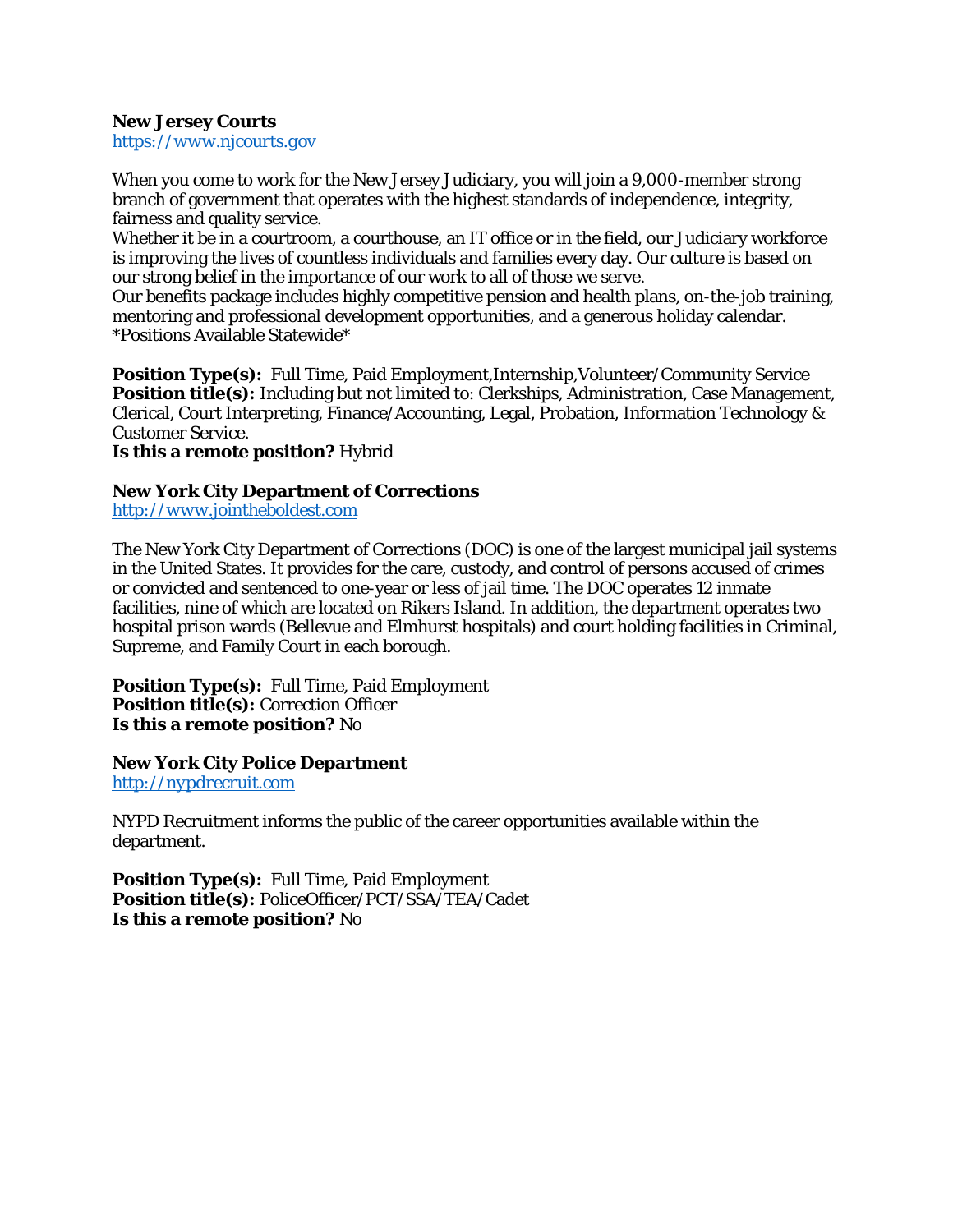**New Jersey Courts**
[https://www.njcourts.gov](https://www.njcourts.gov)

When you come to work for the New Jersey Judiciary, you will join a 9,000-member strong branch of government that operates with the highest standards of independence, integrity, fairness and quality service.
Whether it be in a courtroom, a courthouse, an IT office or in the field, our Judiciary workforce is improving the lives of countless individuals and families every day. Our culture is based on our strong belief in the importance of our work to all of those we serve.
Our benefits package includes highly competitive pension and health plans, on-the-job training, mentoring and professional development opportunities, and a generous holiday calendar.
*Positions Available Statewide*

**Position Type(s):** Full Time, Paid Employment,Internship,Volunteer/Community Service
**Position title(s):** Including but not limited to: Clerkships, Administration, Case Management, Clerical, Court Interpreting, Finance/Accounting, Legal, Probation, Information Technology & Customer Service.
**Is this a remote position?** Hybrid

**New York City Department of Corrections**
[http://www.jointheboldest.com](http://www.jointheboldest.com)

The New York City Department of Corrections (DOC) is one of the largest municipal jail systems in the United States. It provides for the care, custody, and control of persons accused of crimes or convicted and sentenced to one-year or less of jail time. The DOC operates 12 inmate facilities, nine of which are located on Rikers Island. In addition, the department operates two hospital prison wards (Bellevue and Elmhurst hospitals) and court holding facilities in Criminal, Supreme, and Family Court in each borough.

**Position Type(s):** Full Time, Paid Employment
**Position title(s):** Correction Officer
**Is this a remote position?** No

**New York City Police Department**
[http://nypdrecruit.com](http://nypdrecruit.com)

NYPD Recruitment informs the public of the career opportunities available within the department.

**Position Type(s):** Full Time, Paid Employment
**Position title(s):** PoliceOfficer/PCT/SSA/TEA/Cadet
**Is this a remote position?** No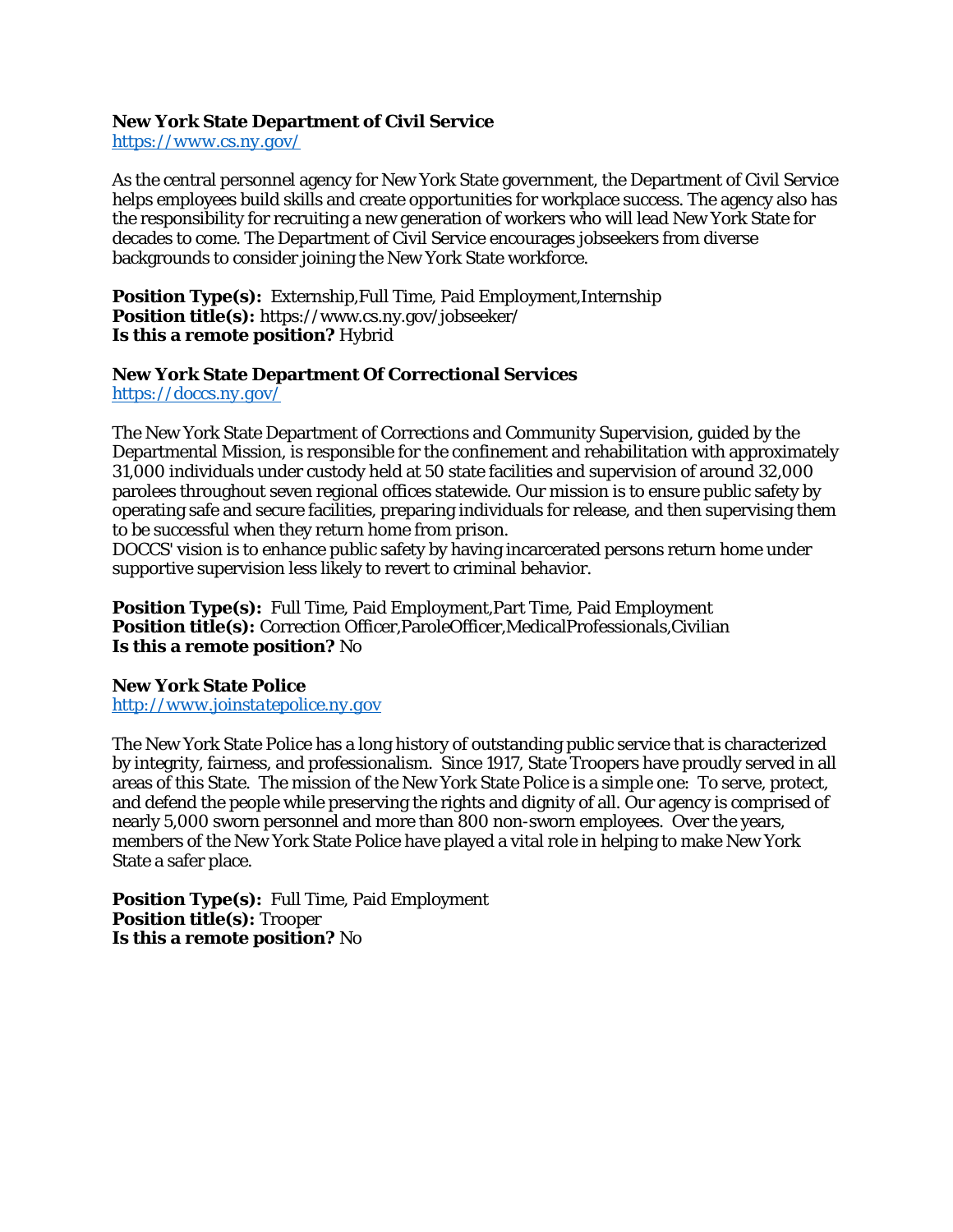**New York State Department of Civil Service**
https://www.cs.ny.gov/

As the central personnel agency for New York State government, the Department of Civil Service helps employees build skills and create opportunities for workplace success. The agency also has the responsibility for recruiting a new generation of workers who will lead New York State for decades to come. The Department of Civil Service encourages jobseekers from diverse backgrounds to consider joining the New York State workforce.

**Position Type(s):** Externship,Full Time, Paid Employment,Internship
**Position title(s):** https://www.cs.ny.gov/jobseeker/
**Is this a remote position?** Hybrid

**New York State Department Of Correctional Services**
https://doccs.ny.gov/

The New York State Department of Corrections and Community Supervision, guided by the Departmental Mission, is responsible for the confinement and rehabilitation with approximately 31,000 individuals under custody held at 50 state facilities and supervision of around 32,000 parolees throughout seven regional offices statewide. Our mission is to ensure public safety by operating safe and secure facilities, preparing individuals for release, and then supervising them to be successful when they return home from prison.
DOCCS' vision is to enhance public safety by having incarcerated persons return home under supportive supervision less likely to revert to criminal behavior.

**Position Type(s):** Full Time, Paid Employment,Part Time, Paid Employment
**Position title(s):** Correction Officer,ParoleOfficer,MedicalProfessionals,Civilian
**Is this a remote position?** No

**New York State Police**
http://www.joinstatepolice.ny.gov

The New York State Police has a long history of outstanding public service that is characterized by integrity, fairness, and professionalism. Since 1917, State Troopers have proudly served in all areas of this State. The mission of the New York State Police is a simple one: To serve, protect, and defend the people while preserving the rights and dignity of all. Our agency is comprised of nearly 5,000 sworn personnel and more than 800 non-sworn employees. Over the years, members of the New York State Police have played a vital role in helping to make New York State a safer place.

**Position Type(s):** Full Time, Paid Employment
**Position title(s):** Trooper
**Is this a remote position?** No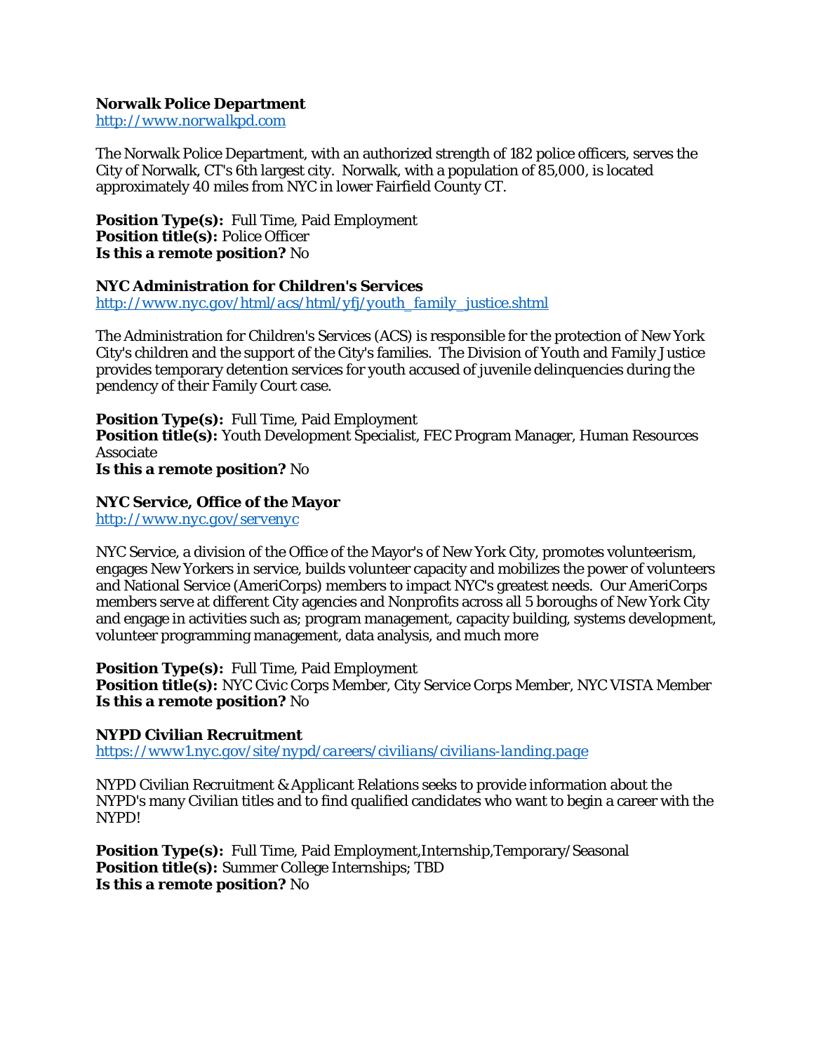**Norwalk Police Department**
http://www.norwalkpd.com

The Norwalk Police Department, with an authorized strength of 182 police officers, serves the City of Norwalk, CT's 6th largest city. Norwalk, with a population of 85,000, is located approximately 40 miles from NYC in lower Fairfield County CT.

**Position Type(s):** Full Time, Paid Employment
**Position title(s):** Police Officer
**Is this a remote position?** No

**NYC Administration for Children's Services**
http://www.nyc.gov/html/acs/html/yfj/youth_family_justice.shtml

The Administration for Children's Services (ACS) is responsible for the protection of New York City's children and the support of the City's families. The Division of Youth and Family Justice provides temporary detention services for youth accused of juvenile delinquencies during the pendency of their Family Court case.

**Position Type(s):** Full Time, Paid Employment
**Position title(s):** Youth Development Specialist, FEC Program Manager, Human Resources Associate
**Is this a remote position?** No

**NYC Service, Office of the Mayor**
http://www.nyc.gov/servenyc

NYC Service, a division of the Office of the Mayor's of New York City, promotes volunteerism, engages New Yorkers in service, builds volunteer capacity and mobilizes the power of volunteers and National Service (AmeriCorps) members to impact NYC's greatest needs. Our AmeriCorps members serve at different City agencies and Nonprofits across all 5 boroughs of New York City and engage in activities such as; program management, capacity building, systems development, volunteer programming management, data analysis, and much more

**Position Type(s):** Full Time, Paid Employment
**Position title(s):** NYC Civic Corps Member, City Service Corps Member, NYC VISTA Member
**Is this a remote position?** No

**NYPD Civilian Recruitment**
https://www1.nyc.gov/site/nypd/careers/civilians/civilians-landing.page

NYPD Civilian Recruitment & Applicant Relations seeks to provide information about the NYPD's many Civilian titles and to find qualified candidates who want to begin a career with the NYPD!

**Position Type(s):** Full Time, Paid Employment,Internship,Temporary/Seasonal
**Position title(s):** Summer College Internships; TBD
**Is this a remote position?** No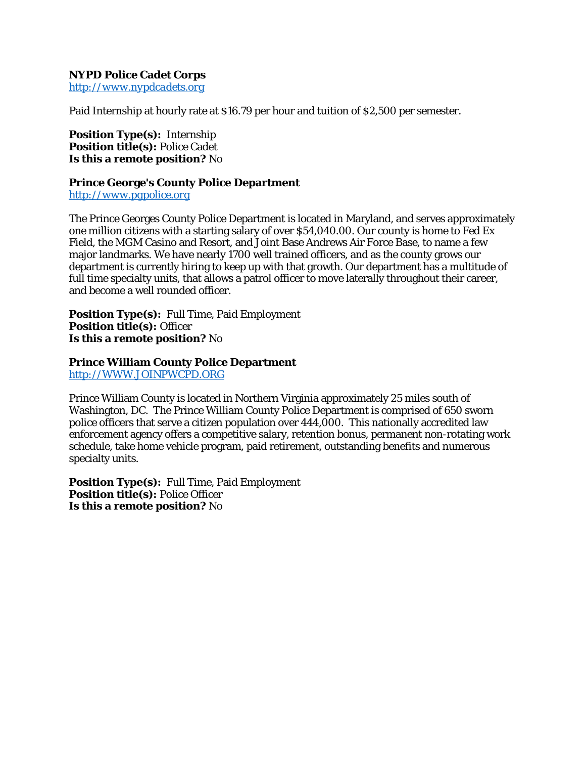**NYPD Police Cadet Corps**
[http://www.nypdcadets.org](http://www.nypdcadets.org)

Paid Internship at hourly rate at $16.79 per hour and tuition of $2,500 per semester.

**Position Type(s):** Internship
**Position title(s):** Police Cadet
**Is this a remote position?** No

**Prince George's County Police Department**
[http://www.pgpolice.org](http://www.pgpolice.org)

The Prince Georges County Police Department is located in Maryland, and serves approximately one million citizens with a starting salary of over $54,040.00. Our county is home to Fed Ex Field, the MGM Casino and Resort, and Joint Base Andrews Air Force Base, to name a few major landmarks. We have nearly 1700 well trained officers, and as the county grows our department is currently hiring to keep up with that growth. Our department has a multitude of full time specialty units, that allows a patrol officer to move laterally throughout their career, and become a well rounded officer.

**Position Type(s):** Full Time, Paid Employment
**Position title(s):** Officer
**Is this a remote position?** No

**Prince William County Police Department**
[http://WWW.JOINPWCPD.ORG](http://WWW.JOINPWCPD.ORG)

Prince William County is located in Northern Virginia approximately 25 miles south of Washington, DC. The Prince William County Police Department is comprised of 650 sworn police officers that serve a citizen population over 444,000. This nationally accredited law enforcement agency offers a competitive salary, retention bonus, permanent non-rotating work schedule, take home vehicle program, paid retirement, outstanding benefits and numerous specialty units.

**Position Type(s):** Full Time, Paid Employment
**Position title(s):** Police Officer
**Is this a remote position?** No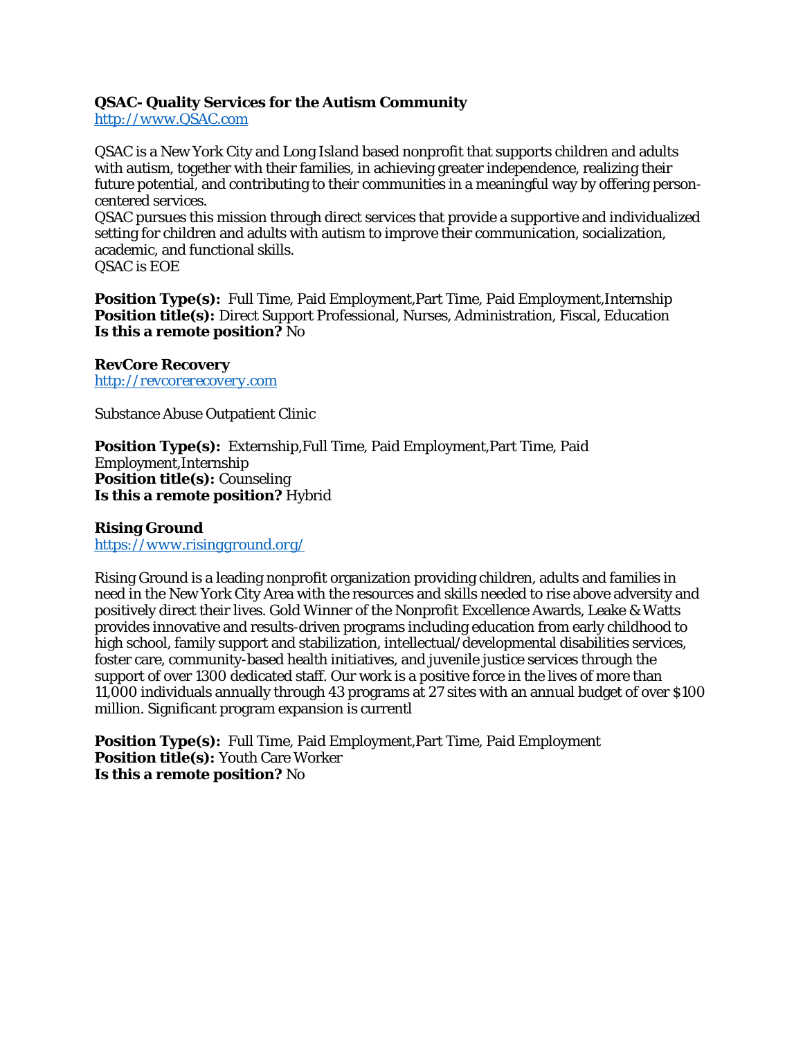**QSAC- Quality Services for the Autism Community**
http://www.QSAC.com

QSAC is a New York City and Long Island based nonprofit that supports children and adults with autism, together with their families, in achieving greater independence, realizing their future potential, and contributing to their communities in a meaningful way by offering person-centered services.
QSAC pursues this mission through direct services that provide a supportive and individualized setting for children and adults with autism to improve their communication, socialization, academic, and functional skills.
QSAC is EOE

**Position Type(s):** Full Time, Paid Employment,Part Time, Paid Employment,Internship
**Position title(s):** Direct Support Professional, Nurses, Administration, Fiscal, Education
**Is this a remote position?** No

**RevCore Recovery**
http://revcorerecovery.com

Substance Abuse Outpatient Clinic

**Position Type(s):** Externship,Full Time, Paid Employment,Part Time, Paid Employment,Internship
**Position title(s):** Counseling
**Is this a remote position?** Hybrid

**Rising Ground**
https://www.risingground.org/

Rising Ground is a leading nonprofit organization providing children, adults and families in need in the New York City Area with the resources and skills needed to rise above adversity and positively direct their lives. Gold Winner of the Nonprofit Excellence Awards, Leake & Watts provides innovative and results-driven programs including education from early childhood to high school, family support and stabilization, intellectual/developmental disabilities services, foster care, community-based health initiatives, and juvenile justice services through the support of over 1300 dedicated staff. Our work is a positive force in the lives of more than 11,000 individuals annually through 43 programs at 27 sites with an annual budget of over $100 million. Significant program expansion is currentl

**Position Type(s):** Full Time, Paid Employment,Part Time, Paid Employment
**Position title(s):** Youth Care Worker
**Is this a remote position?** No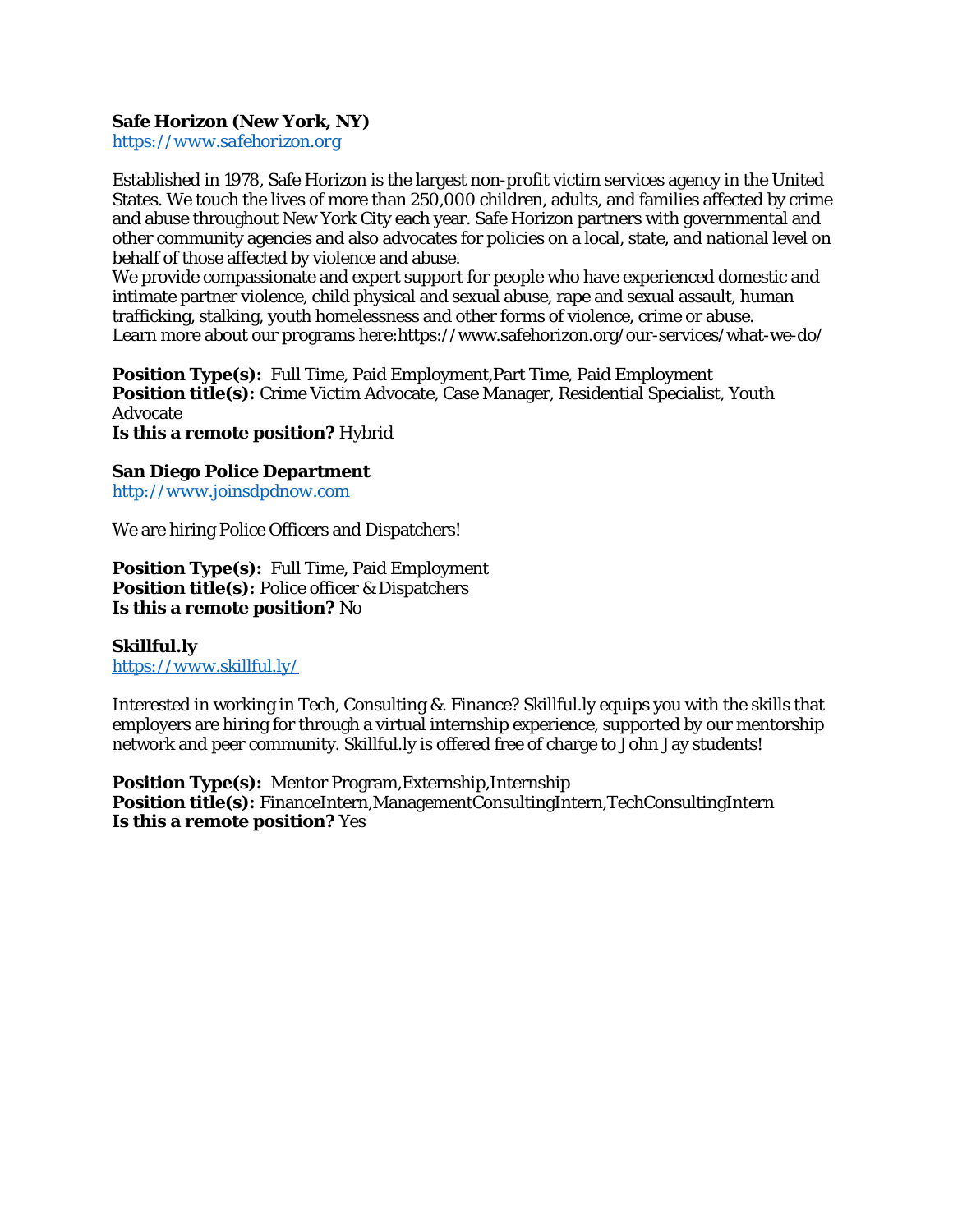**Safe Horizon (New York, NY)**
https://www.safehorizon.org

Established in 1978, Safe Horizon is the largest non-profit victim services agency in the United States. We touch the lives of more than 250,000 children, adults, and families affected by crime and abuse throughout New York City each year. Safe Horizon partners with governmental and other community agencies and also advocates for policies on a local, state, and national level on behalf of those affected by violence and abuse.
We provide compassionate and expert support for people who have experienced domestic and intimate partner violence, child physical and sexual abuse, rape and sexual assault, human trafficking, stalking, youth homelessness and other forms of violence, crime or abuse.
Learn more about our programs here:https://www.safehorizon.org/our-services/what-we-do/

**Position Type(s):** Full Time, Paid Employment,Part Time, Paid Employment
**Position title(s):** Crime Victim Advocate, Case Manager, Residential Specialist, Youth Advocate
**Is this a remote position?** Hybrid

**San Diego Police Department**
http://www.joinsdpdnow.com

We are hiring Police Officers and Dispatchers!

**Position Type(s):** Full Time, Paid Employment
**Position title(s):** Police officer & Dispatchers
**Is this a remote position?** No

**Skillful.ly**
https://www.skillful.ly/

Interested in working in Tech, Consulting & Finance? Skillful.ly equips you with the skills that employers are hiring for through a virtual internship experience, supported by our mentorship network and peer community. Skillful.ly is offered free of charge to John Jay students!

**Position Type(s):** Mentor Program,Externship,Internship
**Position title(s):** FinanceIntern,ManagementConsultingIntern,TechConsultingIntern
**Is this a remote position?** Yes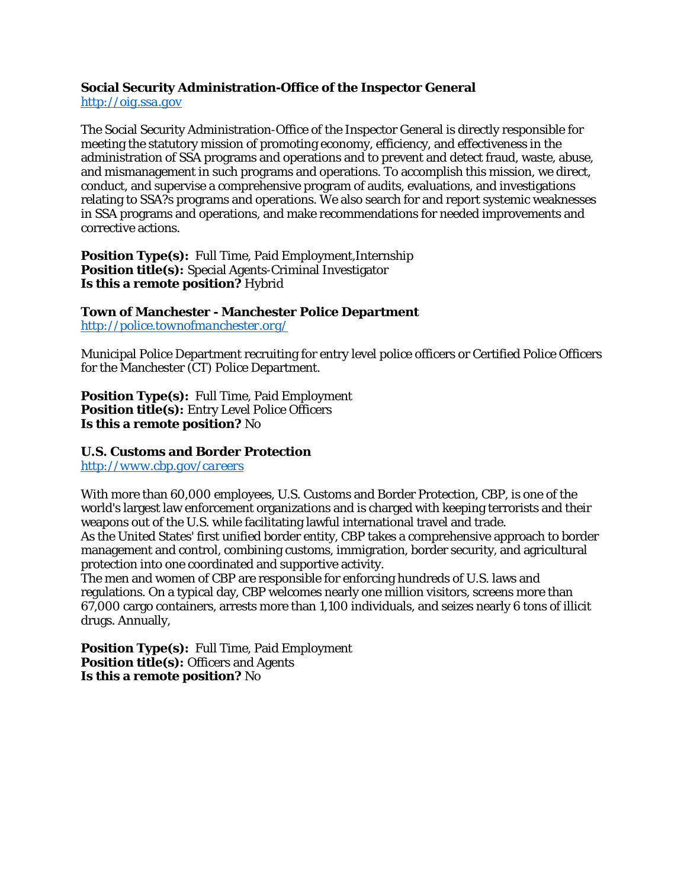**Social Security Administration-Office of the Inspector General**
http://oig.ssa.gov

The Social Security Administration-Office of the Inspector General is directly responsible for meeting the statutory mission of promoting economy, efficiency, and effectiveness in the administration of SSA programs and operations and to prevent and detect fraud, waste, abuse, and mismanagement in such programs and operations. To accomplish this mission, we direct, conduct, and supervise a comprehensive program of audits, evaluations, and investigations relating to SSA?s programs and operations. We also search for and report systemic weaknesses in SSA programs and operations, and make recommendations for needed improvements and corrective actions.

**Position Type(s):** Full Time, Paid Employment,Internship
**Position title(s):** Special Agents-Criminal Investigator
**Is this a remote position?** Hybrid

**Town of Manchester - Manchester Police Department**
http://police.townofmanchester.org/

Municipal Police Department recruiting for entry level police officers or Certified Police Officers for the Manchester (CT) Police Department.

**Position Type(s):** Full Time, Paid Employment
**Position title(s):** Entry Level Police Officers
**Is this a remote position?** No

**U.S. Customs and Border Protection**
http://www.cbp.gov/careers

With more than 60,000 employees, U.S. Customs and Border Protection, CBP, is one of the world's largest law enforcement organizations and is charged with keeping terrorists and their weapons out of the U.S. while facilitating lawful international travel and trade.
As the United States' first unified border entity, CBP takes a comprehensive approach to border management and control, combining customs, immigration, border security, and agricultural protection into one coordinated and supportive activity.
The men and women of CBP are responsible for enforcing hundreds of U.S. laws and regulations. On a typical day, CBP welcomes nearly one million visitors, screens more than 67,000 cargo containers, arrests more than 1,100 individuals, and seizes nearly 6 tons of illicit drugs. Annually,

**Position Type(s):** Full Time, Paid Employment
**Position title(s):** Officers and Agents
**Is this a remote position?** No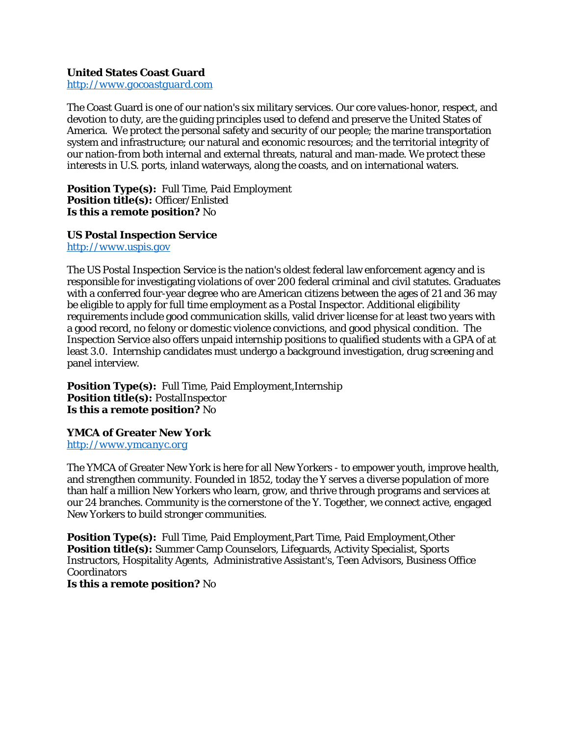**United States Coast Guard**
http://www.gocoastguard.com

The Coast Guard is one of our nation's six military services. Our core values-honor, respect, and devotion to duty, are the guiding principles used to defend and preserve the United States of America. We protect the personal safety and security of our people; the marine transportation system and infrastructure; our natural and economic resources; and the territorial integrity of our nation-from both internal and external threats, natural and man-made. We protect these interests in U.S. ports, inland waterways, along the coasts, and on international waters.

**Position Type(s):** Full Time, Paid Employment
**Position title(s):** Officer/Enlisted
**Is this a remote position?** No

**US Postal Inspection Service**
http://www.uspis.gov

The US Postal Inspection Service is the nation's oldest federal law enforcement agency and is responsible for investigating violations of over 200 federal criminal and civil statutes. Graduates with a conferred four-year degree who are American citizens between the ages of 21 and 36 may be eligible to apply for full time employment as a Postal Inspector. Additional eligibility requirements include good communication skills, valid driver license for at least two years with a good record, no felony or domestic violence convictions, and good physical condition. The Inspection Service also offers unpaid internship positions to qualified students with a GPA of at least 3.0. Internship candidates must undergo a background investigation, drug screening and panel interview.

**Position Type(s):** Full Time, Paid Employment,Internship
**Position title(s):** PostalInspector
**Is this a remote position?** No

**YMCA of Greater New York**
http://www.ymcanyc.org

The YMCA of Greater New York is here for all New Yorkers - to empower youth, improve health, and strengthen community. Founded in 1852, today the Y serves a diverse population of more than half a million New Yorkers who learn, grow, and thrive through programs and services at our 24 branches. Community is the cornerstone of the Y. Together, we connect active, engaged New Yorkers to build stronger communities.

**Position Type(s):** Full Time, Paid Employment,Part Time, Paid Employment,Other
**Position title(s):** Summer Camp Counselors, Lifeguards, Activity Specialist, Sports Instructors, Hospitality Agents, Administrative Assistant's, Teen Advisors, Business Office Coordinators
**Is this a remote position?** No